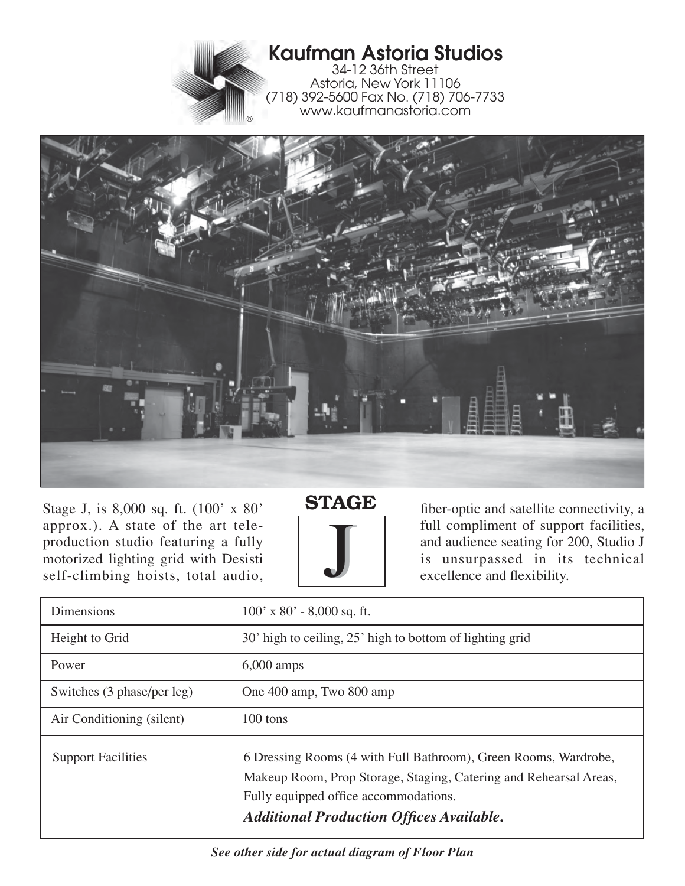# Kaufman Astoria Studios

34-12 36th Street
Astoria, New York 11106
(718) 392-5600 Fax No. (718) 706-7733
www.kaufmanastoria.com

## STAGE J

Stage J, is 8,000 sq. ft. (100' x 80' approx.). A state of the art tele-production studio featuring a fully motorized lighting grid with Desisti self-climbing hoists, total audio, fiber-optic and satellite connectivity, a full compliment of support facilities, and audience seating for 200, Studio J is unsurpassed in its technical excellence and flexibility.

| | |
|---|---|
| Dimensions | 100' x 80' - 8,000 sq. ft. |
| Height to Grid | 30' high to ceiling, 25' high to bottom of lighting grid |
| Power | 6,000 amps |
| Switches (3 phase/per leg) | One 400 amp, Two 800 amp |
| Air Conditioning (silent) | 100 tons |
| Support Facilities | 6 Dressing Rooms (4 with Full Bathroom), Green Rooms, Wardrobe, Makeup Room, Prop Storage, Staging, Catering and Rehearsal Areas, Fully equipped office accommodations. ***Additional Production Offices Available.*** |

***See other side for actual diagram of Floor Plan***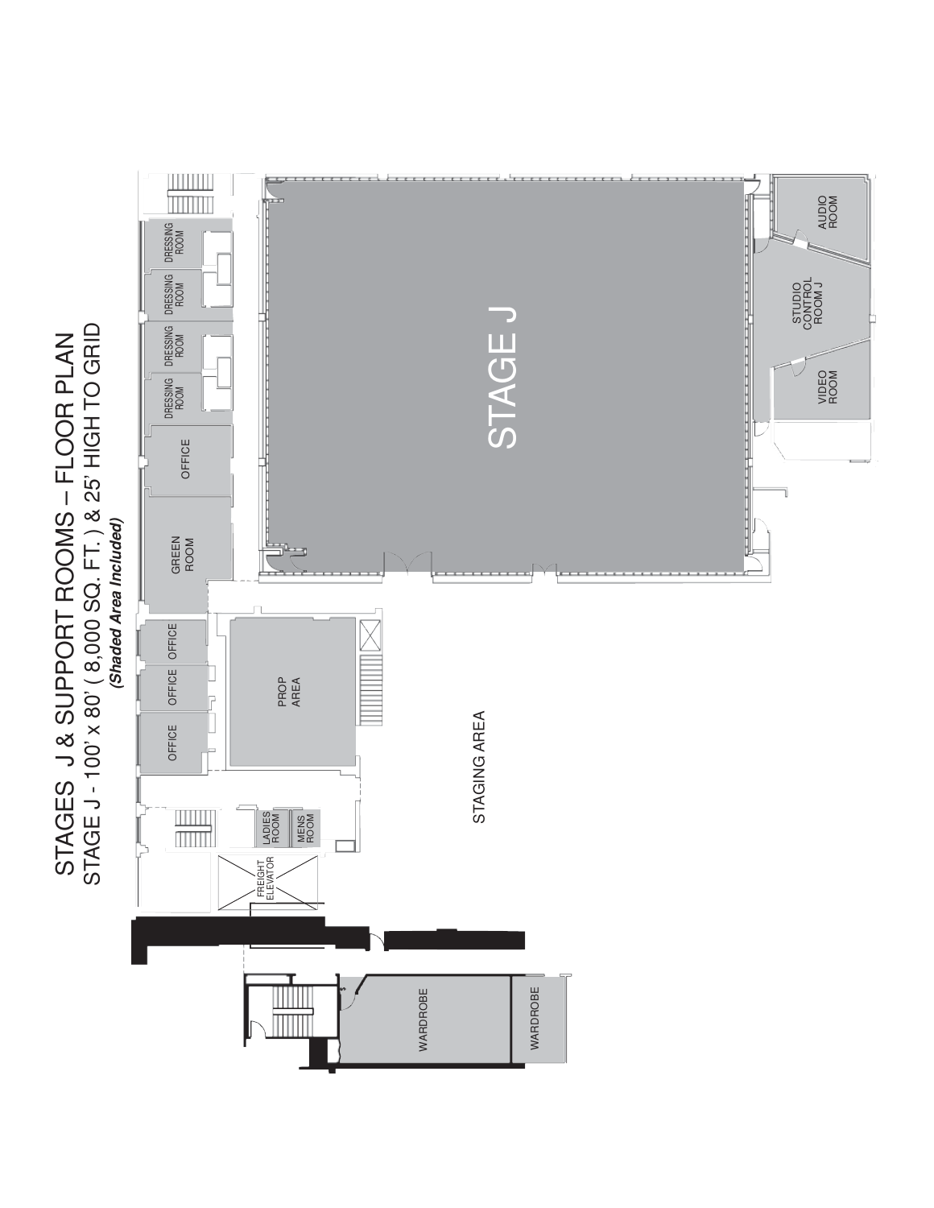# STAGES J & SUPPORT ROOMS – FLOOR PLAN

STAGE J - 100' x 80' ( 8,000 SQ. FT. ) & 25' HIGH TO GRID

***(Shaded Area Included)***

DRESSING ROOM

DRESSING ROOM

DRESSING ROOM

DRESSING ROOM

OFFICE

GREEN ROOM

OFFICE

OFFICE

OFFICE

PROP AREA

LADIES ROOM

MENS ROOM

FREIGHT ELEVATOR

STAGING AREA

STAGE J

AUDIO ROOM

STUDIO CONTROL ROOM J

VIDEO ROOM

WARDROBE

WARDROBE